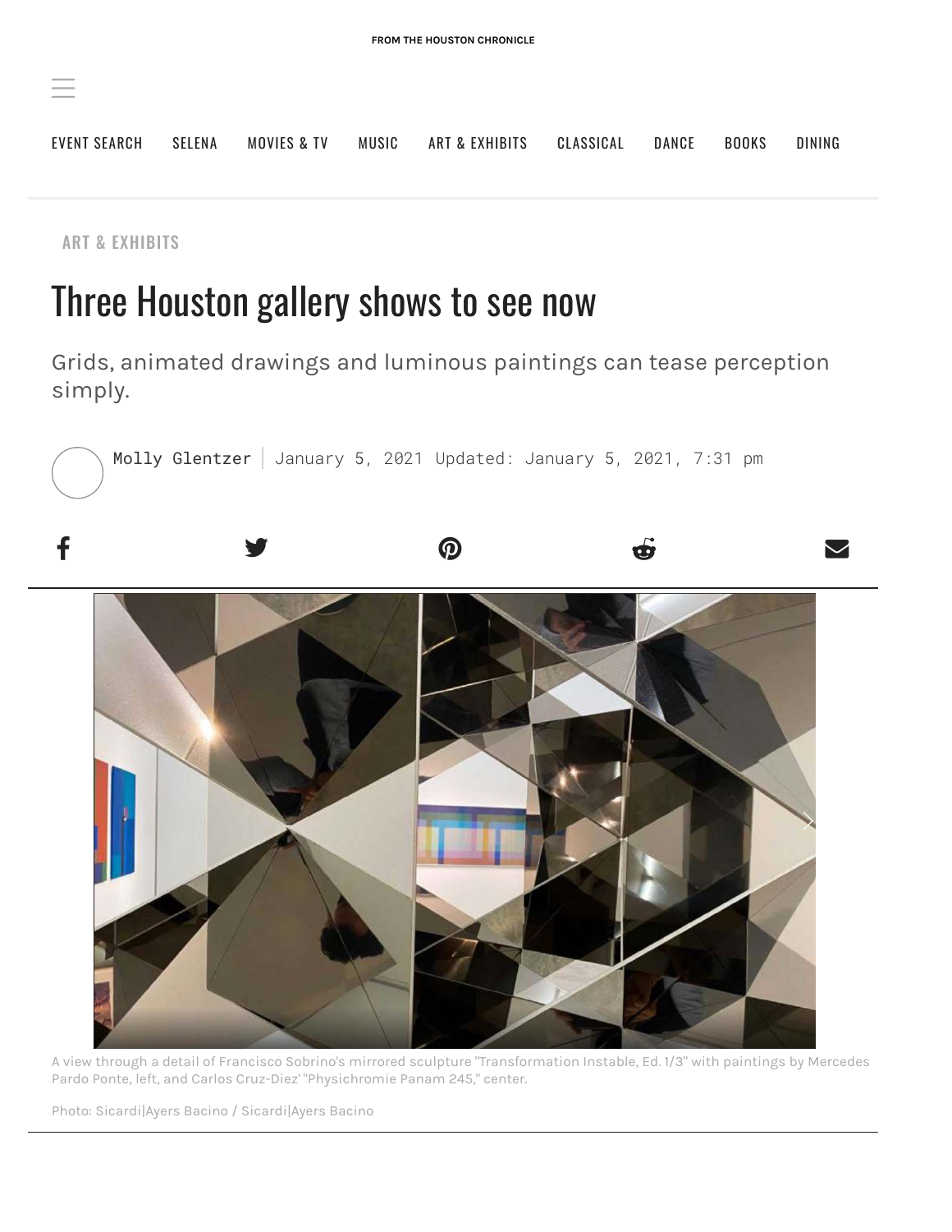FROM THE HOUSTON CHRONICLE

EVENT SEARCH SELENA MOVIES & TV MUSIC ART & EXHIBITS CLASSICAL DANCE BOOKS DINING

ART & EXHIBITS

# Three Houston gallery shows to see now

Grids, animated drawings and luminous paintings can tease perception simply.

Molly Glentzer | January 5, 2021 Updated: January 5, 2021, 7:31 pm

A view through a detail of Francisco Sobrino's mirrored sculpture "Transformation Instable, Ed. 1/3" with paintings by Mercedes Pardo Ponte, left, and Carlos Cruz-Diez' "Physichromie Panam 245," center.

Photo: Sicardi|Ayers Bacino / Sicardi|Ayers Bacino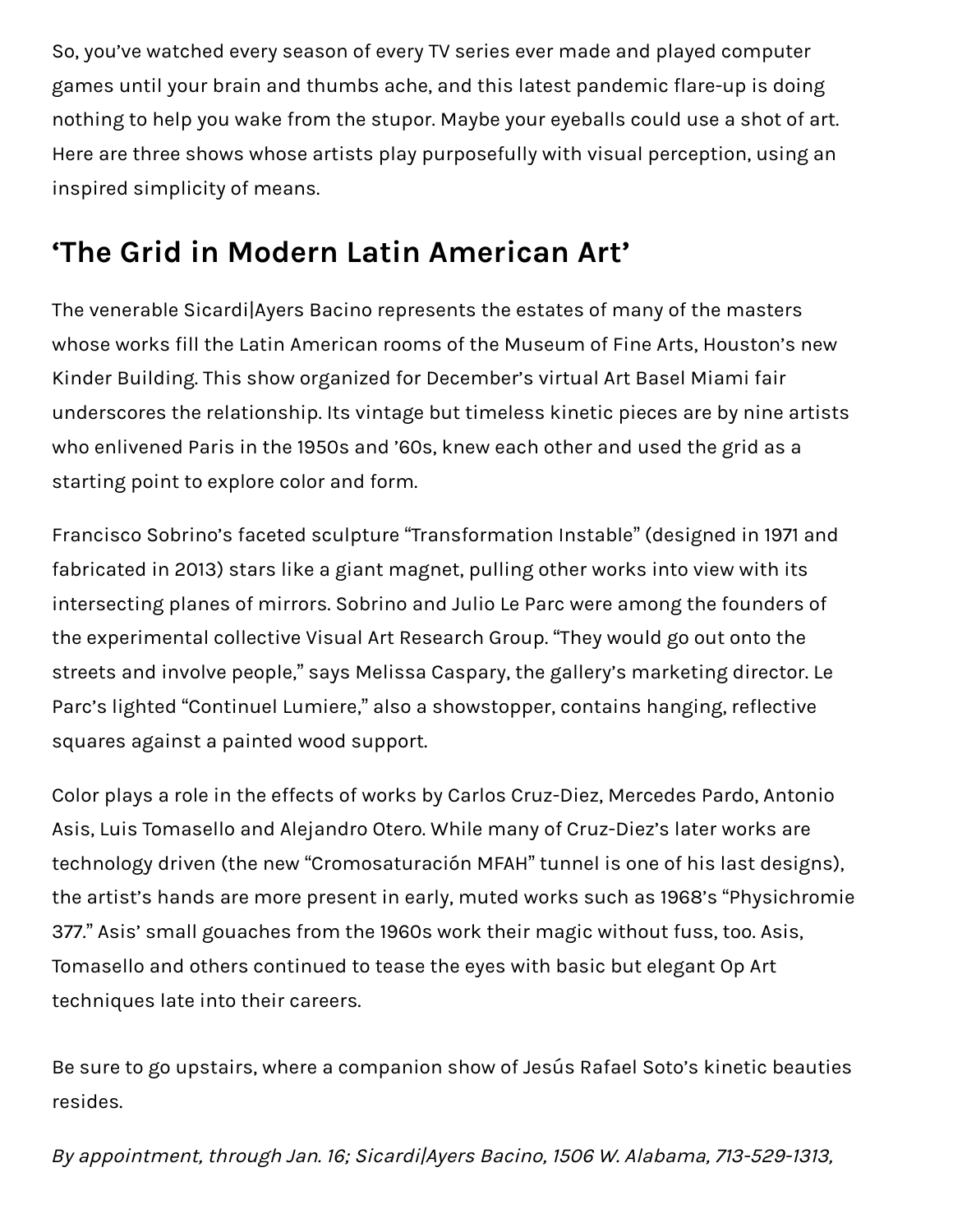So, you've watched every season of every TV series ever made and played computer games until your brain and thumbs ache, and this latest pandemic flare-up is doing nothing to help you wake from the stupor. Maybe your eyeballs could use a shot of art. Here are three shows whose artists play purposefully with visual perception, using an inspired simplicity of means.

## 'The Grid in Modern Latin American Art'

The venerable Sicardi|Ayers Bacino represents the estates of many of the masters whose works fill the Latin American rooms of the Museum of Fine Arts, Houston's new Kinder Building. This show organized for December's virtual Art Basel Miami fair underscores the relationship. Its vintage but timeless kinetic pieces are by nine artists who enlivened Paris in the 1950s and '60s, knew each other and used the grid as a starting point to explore color and form.

Francisco Sobrino's faceted sculpture "Transformation Instable" (designed in 1971 and fabricated in 2013) stars like a giant magnet, pulling other works into view with its intersecting planes of mirrors. Sobrino and Julio Le Parc were among the founders of the experimental collective Visual Art Research Group. "They would go out onto the streets and involve people," says Melissa Caspary, the gallery's marketing director. Le Parc's lighted "Continuel Lumiere," also a showstopper, contains hanging, reflective squares against a painted wood support.

Color plays a role in the effects of works by Carlos Cruz-Diez, Mercedes Pardo, Antonio Asis, Luis Tomasello and Alejandro Otero. While many of Cruz-Diez's later works are technology driven (the new "Cromosaturación MFAH" tunnel is one of his last designs), the artist's hands are more present in early, muted works such as 1968's "Physichromie 377." Asis' small gouaches from the 1960s work their magic without fuss, too. Asis, Tomasello and others continued to tease the eyes with basic but elegant Op Art techniques late into their careers.

Be sure to go upstairs, where a companion show of Jesús Rafael Soto's kinetic beauties resides.

*By appointment, through Jan. 16; Sicardi|Ayers Bacino, 1506 W. Alabama, 713-529-1313,*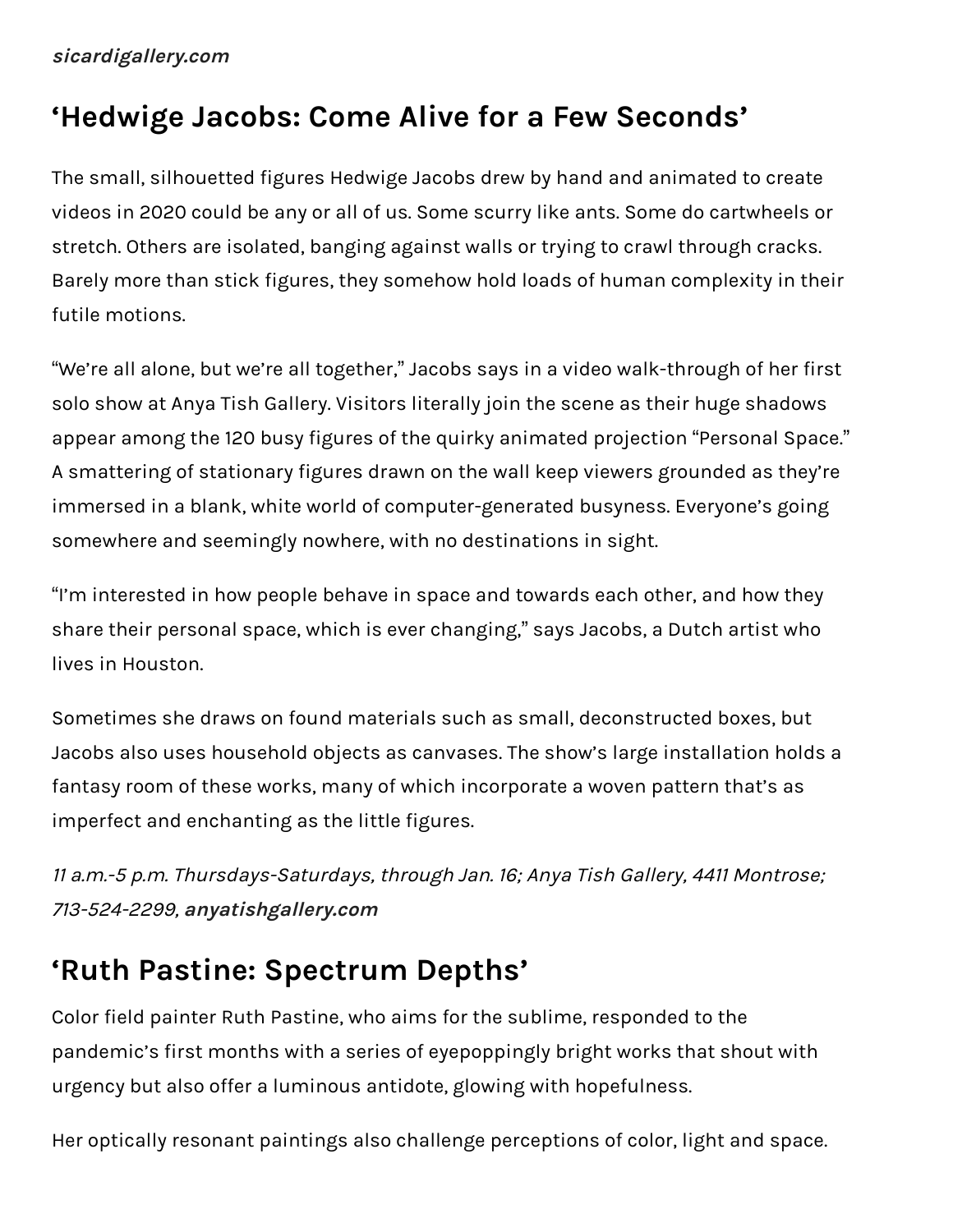*sicardigallery.com*

## 'Hedwige Jacobs: Come Alive for a Few Seconds'

The small, silhouetted figures Hedwige Jacobs drew by hand and animated to create videos in 2020 could be any or all of us. Some scurry like ants. Some do cartwheels or stretch. Others are isolated, banging against walls or trying to crawl through cracks. Barely more than stick figures, they somehow hold loads of human complexity in their futile motions.

"We're all alone, but we're all together," Jacobs says in a video walk-through of her first solo show at Anya Tish Gallery. Visitors literally join the scene as their huge shadows appear among the 120 busy figures of the quirky animated projection "Personal Space." A smattering of stationary figures drawn on the wall keep viewers grounded as they're immersed in a blank, white world of computer-generated busyness. Everyone's going somewhere and seemingly nowhere, with no destinations in sight.

"I'm interested in how people behave in space and towards each other, and how they share their personal space, which is ever changing," says Jacobs, a Dutch artist who lives in Houston.

Sometimes she draws on found materials such as small, deconstructed boxes, but Jacobs also uses household objects as canvases. The show's large installation holds a fantasy room of these works, many of which incorporate a woven pattern that's as imperfect and enchanting as the little figures.

*11 a.m.-5 p.m. Thursdays-Saturdays, through Jan. 16; Anya Tish Gallery, 4411 Montrose; 713-524-2299,* ***anyatishgallery.com***

## 'Ruth Pastine: Spectrum Depths'

Color field painter Ruth Pastine, who aims for the sublime, responded to the pandemic's first months with a series of eyepoppingly bright works that shout with urgency but also offer a luminous antidote, glowing with hopefulness.

Her optically resonant paintings also challenge perceptions of color, light and space.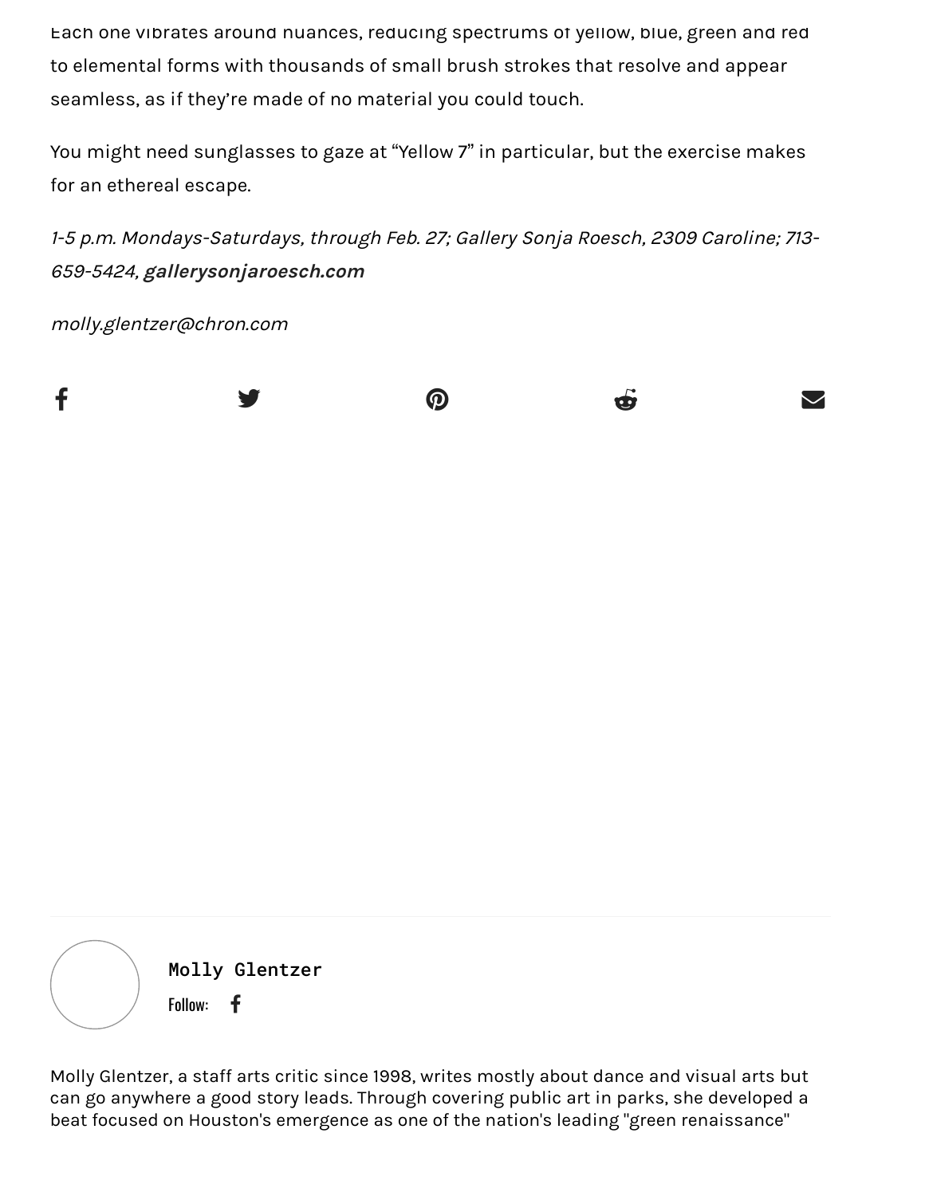Each one vibrates around nuances, reducing spectrums of yellow, blue, green and red to elemental forms with thousands of small brush strokes that resolve and appear seamless, as if they're made of no material you could touch.

You might need sunglasses to gaze at "Yellow 7" in particular, but the exercise makes for an ethereal escape.

*1-5 p.m. Mondays-Saturdays, through Feb. 27; Gallery Sonja Roesch, 2309 Caroline; 713-659-5424,* ***gallerysonjaroesch.com***

*molly.glentzer@chron.com*

**Molly Glentzer**

Follow:

Molly Glentzer, a staff arts critic since 1998, writes mostly about dance and visual arts but can go anywhere a good story leads. Through covering public art in parks, she developed a beat focused on Houston's emergence as one of the nation's leading "green renaissance"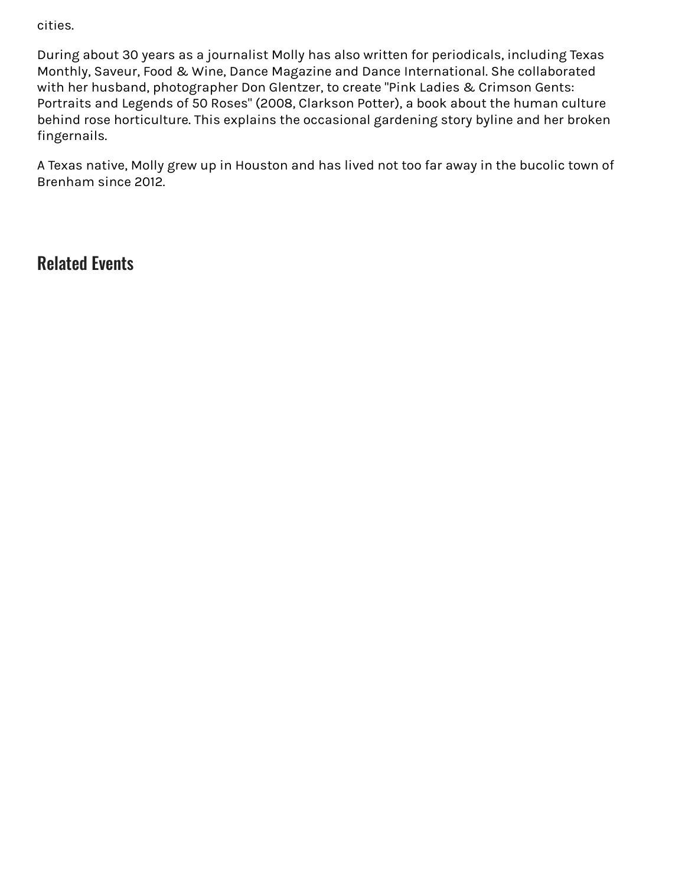cities.

During about 30 years as a journalist Molly has also written for periodicals, including Texas Monthly, Saveur, Food & Wine, Dance Magazine and Dance International. She collaborated with her husband, photographer Don Glentzer, to create "Pink Ladies & Crimson Gents: Portraits and Legends of 50 Roses" (2008, Clarkson Potter), a book about the human culture behind rose horticulture. This explains the occasional gardening story byline and her broken fingernails.

A Texas native, Molly grew up in Houston and has lived not too far away in the bucolic town of Brenham since 2012.

## Related Events